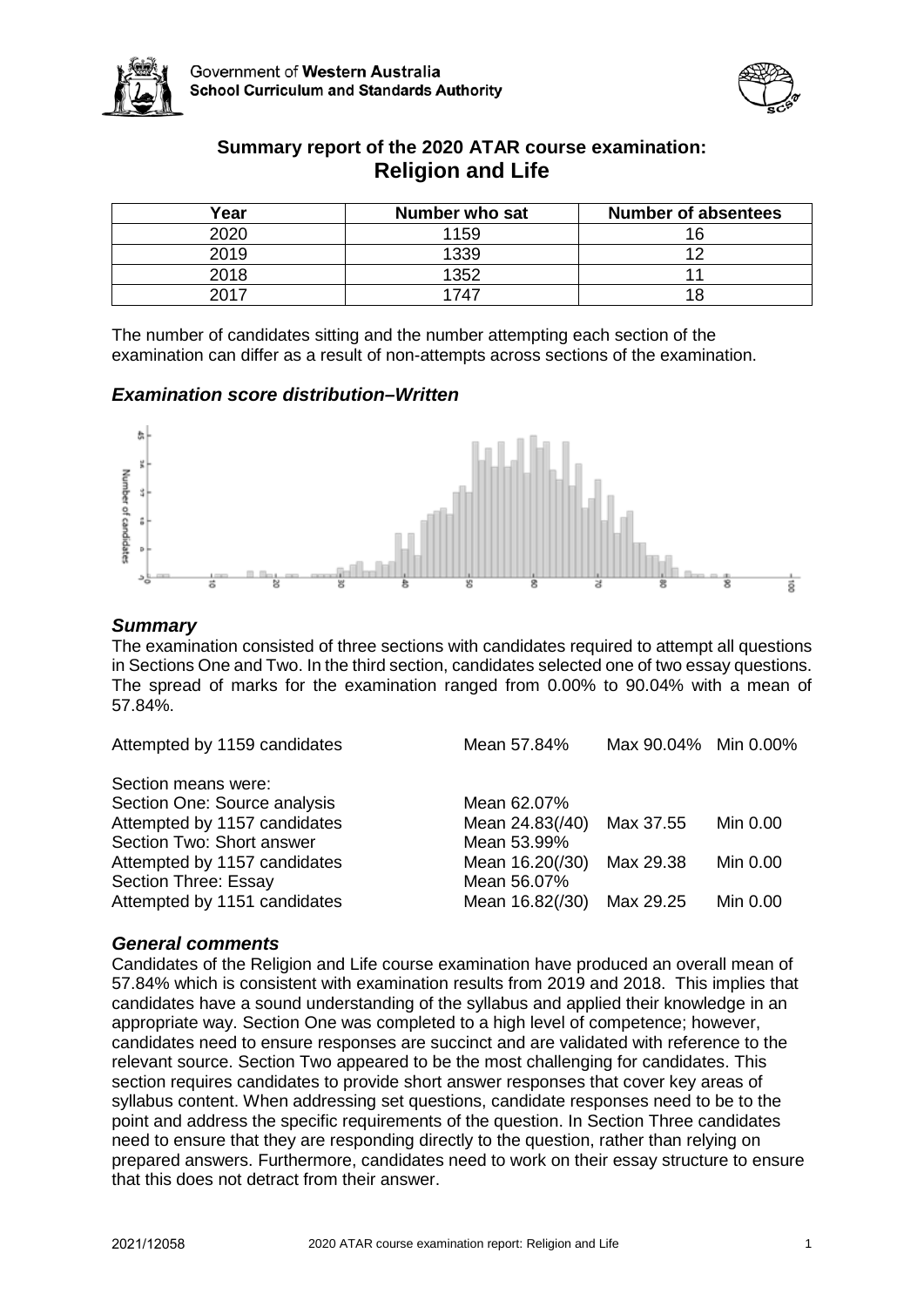## Summary report of the 2020 ATAR course examination: Religion and Life

| Year | Number who sat | Number of absentees |
|---|---|---|
| 2020 | 1159 | 16 |
| 2019 | 1339 | 12 |
| 2018 | 1352 | 11 |
| 2017 | 1747 | 18 |

The number of candidates sitting and the number attempting each section of the examination can differ as a result of non-attempts across sections of the examination.

### *Examination score distribution–Written*

### *Summary*

The examination consisted of three sections with candidates required to attempt all questions in Sections One and Two. In the third section, candidates selected one of two essay questions. The spread of marks for the examination ranged from 0.00% to 90.04% with a mean of 57.84%.

| | | | |
|---|---|---|---|
| Attempted by 1159 candidates | Mean 57.84% | Max 90.04% | Min 0.00% |
| Section means were: | | | |
| Section One: Source analysis | Mean 62.07% | | |
| Attempted by 1157 candidates | Mean 24.83(/40) | Max 37.55 | Min 0.00 |
| Section Two: Short answer | Mean 53.99% | | |
| Attempted by 1157 candidates | Mean 16.20(/30) | Max 29.38 | Min 0.00 |
| Section Three: Essay | Mean 56.07% | | |
| Attempted by 1151 candidates | Mean 16.82(/30) | Max 29.25 | Min 0.00 |

### *General comments*

Candidates of the Religion and Life course examination have produced an overall mean of 57.84% which is consistent with examination results from 2019 and 2018. This implies that candidates have a sound understanding of the syllabus and applied their knowledge in an appropriate way. Section One was completed to a high level of competence; however, candidates need to ensure responses are succinct and are validated with reference to the relevant source. Section Two appeared to be the most challenging for candidates. This section requires candidates to provide short answer responses that cover key areas of syllabus content. When addressing set questions, candidate responses need to be to the point and address the specific requirements of the question. In Section Three candidates need to ensure that they are responding directly to the question, rather than relying on prepared answers. Furthermore, candidates need to work on their essay structure to ensure that this does not detract from their answer.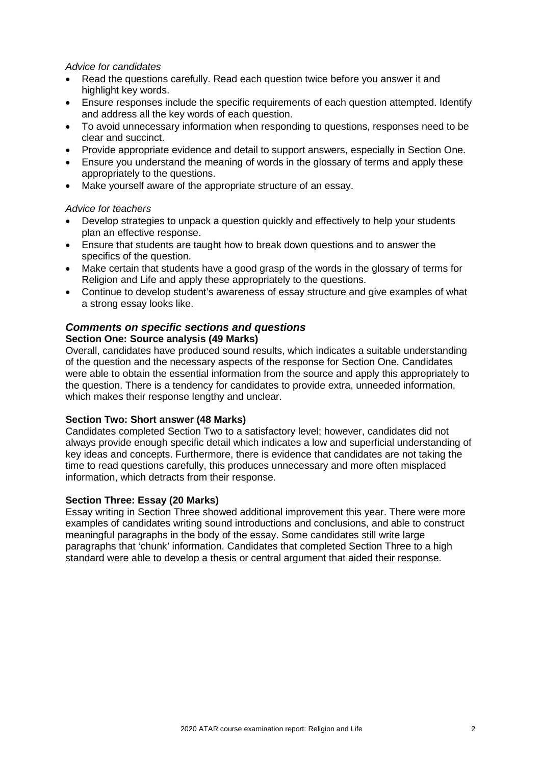*Advice for candidates*

- Read the questions carefully. Read each question twice before you answer it and highlight key words.
- Ensure responses include the specific requirements of each question attempted. Identify and address all the key words of each question.
- To avoid unnecessary information when responding to questions, responses need to be clear and succinct.
- Provide appropriate evidence and detail to support answers, especially in Section One.
- Ensure you understand the meaning of words in the glossary of terms and apply these appropriately to the questions.
- Make yourself aware of the appropriate structure of an essay.

*Advice for teachers*

- Develop strategies to unpack a question quickly and effectively to help your students plan an effective response.
- Ensure that students are taught how to break down questions and to answer the specifics of the question.
- Make certain that students have a good grasp of the words in the glossary of terms for Religion and Life and apply these appropriately to the questions.
- Continue to develop student's awareness of essay structure and give examples of what a strong essay looks like.

## *Comments on specific sections and questions*

**Section One: Source analysis (49 Marks)**

Overall, candidates have produced sound results, which indicates a suitable understanding of the question and the necessary aspects of the response for Section One. Candidates were able to obtain the essential information from the source and apply this appropriately to the question. There is a tendency for candidates to provide extra, unneeded information, which makes their response lengthy and unclear.

**Section Two: Short answer (48 Marks)**

Candidates completed Section Two to a satisfactory level; however, candidates did not always provide enough specific detail which indicates a low and superficial understanding of key ideas and concepts. Furthermore, there is evidence that candidates are not taking the time to read questions carefully, this produces unnecessary and more often misplaced information, which detracts from their response.

**Section Three: Essay (20 Marks)**

Essay writing in Section Three showed additional improvement this year. There were more examples of candidates writing sound introductions and conclusions, and able to construct meaningful paragraphs in the body of the essay. Some candidates still write large paragraphs that 'chunk' information. Candidates that completed Section Three to a high standard were able to develop a thesis or central argument that aided their response.